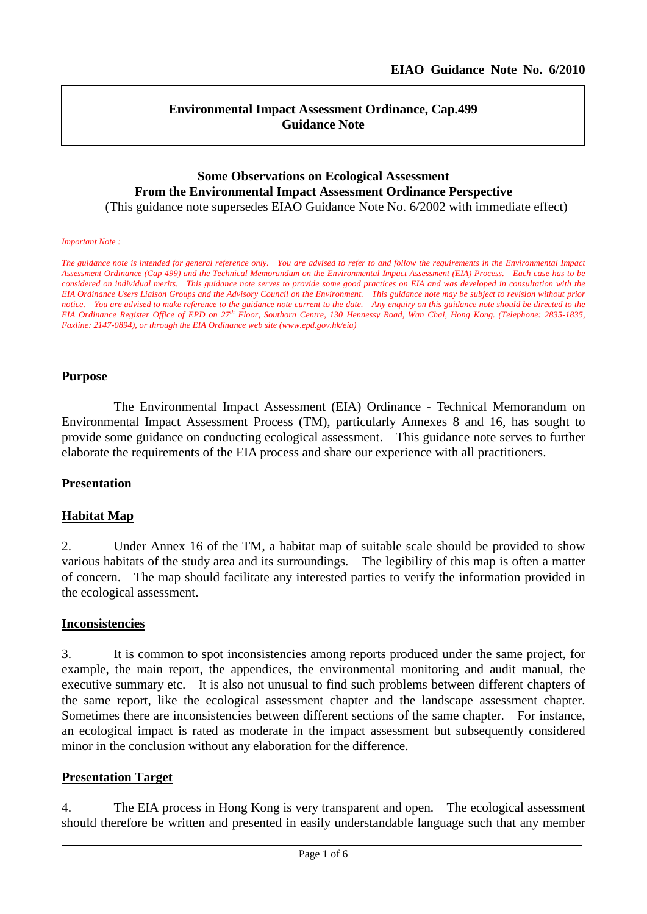**EIAO Guidance Note No. 6/2010**

**Environmental Impact Assessment Ordinance, Cap.499**
**Guidance Note**

# Some Observations on Ecological Assessment From the Environmental Impact Assessment Ordinance Perspective

(This guidance note supersedes EIAO Guidance Note No. 6/2002 with immediate effect)

*Important Note :*

*The guidance note is intended for general reference only. You are advised to refer to and follow the requirements in the Environmental Impact Assessment Ordinance (Cap 499) and the Technical Memorandum on the Environmental Impact Assessment (EIA) Process. Each case has to be considered on individual merits. This guidance note serves to provide some good practices on EIA and was developed in consultation with the EIA Ordinance Users Liaison Groups and the Advisory Council on the Environment. This guidance note may be subject to revision without prior notice. You are advised to make reference to the guidance note current to the date. Any enquiry on this guidance note should be directed to the EIA Ordinance Register Office of EPD on 27th Floor, Southorn Centre, 130 Hennessy Road, Wan Chai, Hong Kong. (Telephone: 2835-1835, Faxline: 2147-0894), or through the EIA Ordinance web site (www.epd.gov.hk/eia)*

## Purpose

The Environmental Impact Assessment (EIA) Ordinance - Technical Memorandum on Environmental Impact Assessment Process (TM), particularly Annexes 8 and 16, has sought to provide some guidance on conducting ecological assessment. This guidance note serves to further elaborate the requirements of the EIA process and share our experience with all practitioners.

## Presentation

### Habitat Map

2. Under Annex 16 of the TM, a habitat map of suitable scale should be provided to show various habitats of the study area and its surroundings. The legibility of this map is often a matter of concern. The map should facilitate any interested parties to verify the information provided in the ecological assessment.

### Inconsistencies

3. It is common to spot inconsistencies among reports produced under the same project, for example, the main report, the appendices, the environmental monitoring and audit manual, the executive summary etc. It is also not unusual to find such problems between different chapters of the same report, like the ecological assessment chapter and the landscape assessment chapter. Sometimes there are inconsistencies between different sections of the same chapter. For instance, an ecological impact is rated as moderate in the impact assessment but subsequently considered minor in the conclusion without any elaboration for the difference.

### Presentation Target

4. The EIA process in Hong Kong is very transparent and open. The ecological assessment should therefore be written and presented in easily understandable language such that any member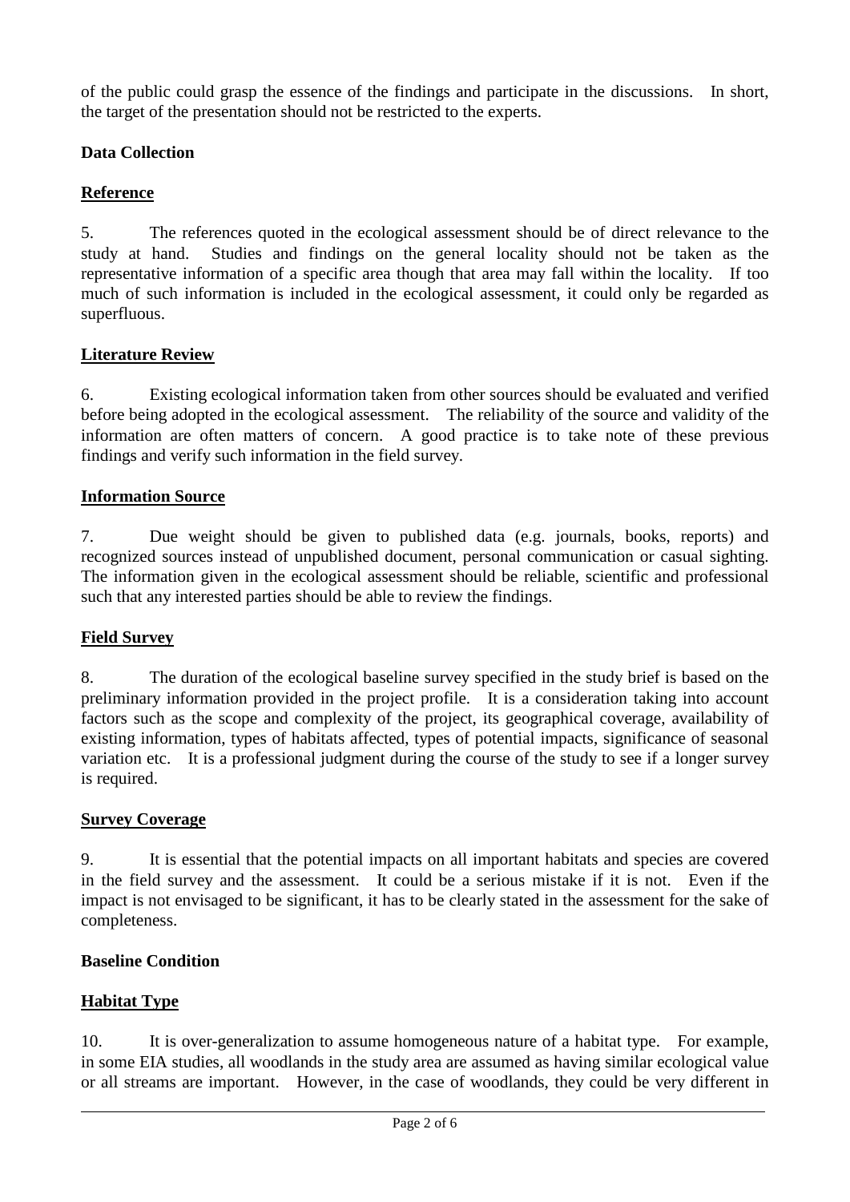of the public could grasp the essence of the findings and participate in the discussions. In short, the target of the presentation should not be restricted to the experts.

**Data Collection**

## Reference

5. The references quoted in the ecological assessment should be of direct relevance to the study at hand. Studies and findings on the general locality should not be taken as the representative information of a specific area though that area may fall within the locality. If too much of such information is included in the ecological assessment, it could only be regarded as superfluous.

## Literature Review

6. Existing ecological information taken from other sources should be evaluated and verified before being adopted in the ecological assessment. The reliability of the source and validity of the information are often matters of concern. A good practice is to take note of these previous findings and verify such information in the field survey.

## Information Source

7. Due weight should be given to published data (e.g. journals, books, reports) and recognized sources instead of unpublished document, personal communication or casual sighting. The information given in the ecological assessment should be reliable, scientific and professional such that any interested parties should be able to review the findings.

## Field Survey

8. The duration of the ecological baseline survey specified in the study brief is based on the preliminary information provided in the project profile. It is a consideration taking into account factors such as the scope and complexity of the project, its geographical coverage, availability of existing information, types of habitats affected, types of potential impacts, significance of seasonal variation etc. It is a professional judgment during the course of the study to see if a longer survey is required.

## Survey Coverage

9. It is essential that the potential impacts on all important habitats and species are covered in the field survey and the assessment. It could be a serious mistake if it is not. Even if the impact is not envisaged to be significant, it has to be clearly stated in the assessment for the sake of completeness.

**Baseline Condition**

## Habitat Type

10. It is over-generalization to assume homogeneous nature of a habitat type. For example, in some EIA studies, all woodlands in the study area are assumed as having similar ecological value or all streams are important. However, in the case of woodlands, they could be very different in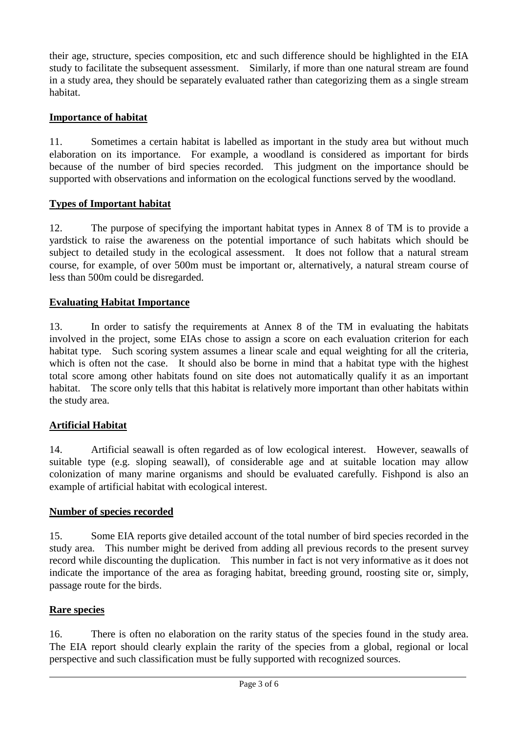their age, structure, species composition, etc and such difference should be highlighted in the EIA study to facilitate the subsequent assessment. Similarly, if more than one natural stream are found in a study area, they should be separately evaluated rather than categorizing them as a single stream habitat.

**Importance of habitat**

11. Sometimes a certain habitat is labelled as important in the study area but without much elaboration on its importance. For example, a woodland is considered as important for birds because of the number of bird species recorded. This judgment on the importance should be supported with observations and information on the ecological functions served by the woodland.

**Types of Important habitat**

12. The purpose of specifying the important habitat types in Annex 8 of TM is to provide a yardstick to raise the awareness on the potential importance of such habitats which should be subject to detailed study in the ecological assessment. It does not follow that a natural stream course, for example, of over 500m must be important or, alternatively, a natural stream course of less than 500m could be disregarded.

**Evaluating Habitat Importance**

13. In order to satisfy the requirements at Annex 8 of the TM in evaluating the habitats involved in the project, some EIAs chose to assign a score on each evaluation criterion for each habitat type. Such scoring system assumes a linear scale and equal weighting for all the criteria, which is often not the case. It should also be borne in mind that a habitat type with the highest total score among other habitats found on site does not automatically qualify it as an important habitat. The score only tells that this habitat is relatively more important than other habitats within the study area.

**Artificial Habitat**

14. Artificial seawall is often regarded as of low ecological interest. However, seawalls of suitable type (e.g. sloping seawall), of considerable age and at suitable location may allow colonization of many marine organisms and should be evaluated carefully. Fishpond is also an example of artificial habitat with ecological interest.

**Number of species recorded**

15. Some EIA reports give detailed account of the total number of bird species recorded in the study area. This number might be derived from adding all previous records to the present survey record while discounting the duplication. This number in fact is not very informative as it does not indicate the importance of the area as foraging habitat, breeding ground, roosting site or, simply, passage route for the birds.

**Rare species**

16. There is often no elaboration on the rarity status of the species found in the study area. The EIA report should clearly explain the rarity of the species from a global, regional or local perspective and such classification must be fully supported with recognized sources.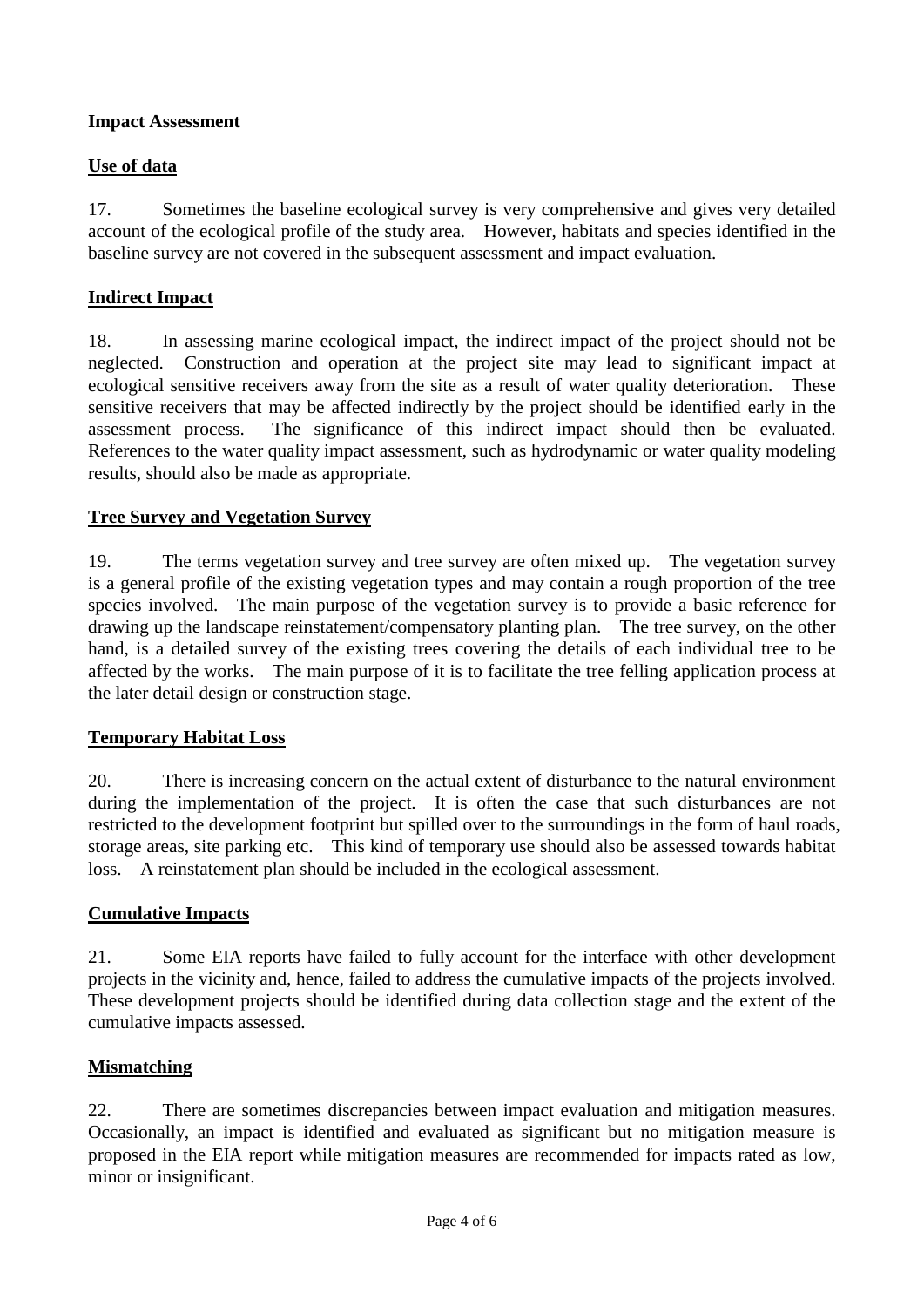**Impact Assessment**

## Use of data

17. Sometimes the baseline ecological survey is very comprehensive and gives very detailed account of the ecological profile of the study area. However, habitats and species identified in the baseline survey are not covered in the subsequent assessment and impact evaluation.

## Indirect Impact

18. In assessing marine ecological impact, the indirect impact of the project should not be neglected. Construction and operation at the project site may lead to significant impact at ecological sensitive receivers away from the site as a result of water quality deterioration. These sensitive receivers that may be affected indirectly by the project should be identified early in the assessment process. The significance of this indirect impact should then be evaluated. References to the water quality impact assessment, such as hydrodynamic or water quality modeling results, should also be made as appropriate.

## Tree Survey and Vegetation Survey

19. The terms vegetation survey and tree survey are often mixed up. The vegetation survey is a general profile of the existing vegetation types and may contain a rough proportion of the tree species involved. The main purpose of the vegetation survey is to provide a basic reference for drawing up the landscape reinstatement/compensatory planting plan. The tree survey, on the other hand, is a detailed survey of the existing trees covering the details of each individual tree to be affected by the works. The main purpose of it is to facilitate the tree felling application process at the later detail design or construction stage.

## Temporary Habitat Loss

20. There is increasing concern on the actual extent of disturbance to the natural environment during the implementation of the project. It is often the case that such disturbances are not restricted to the development footprint but spilled over to the surroundings in the form of haul roads, storage areas, site parking etc. This kind of temporary use should also be assessed towards habitat loss. A reinstatement plan should be included in the ecological assessment.

## Cumulative Impacts

21. Some EIA reports have failed to fully account for the interface with other development projects in the vicinity and, hence, failed to address the cumulative impacts of the projects involved. These development projects should be identified during data collection stage and the extent of the cumulative impacts assessed.

## Mismatching

22. There are sometimes discrepancies between impact evaluation and mitigation measures. Occasionally, an impact is identified and evaluated as significant but no mitigation measure is proposed in the EIA report while mitigation measures are recommended for impacts rated as low, minor or insignificant.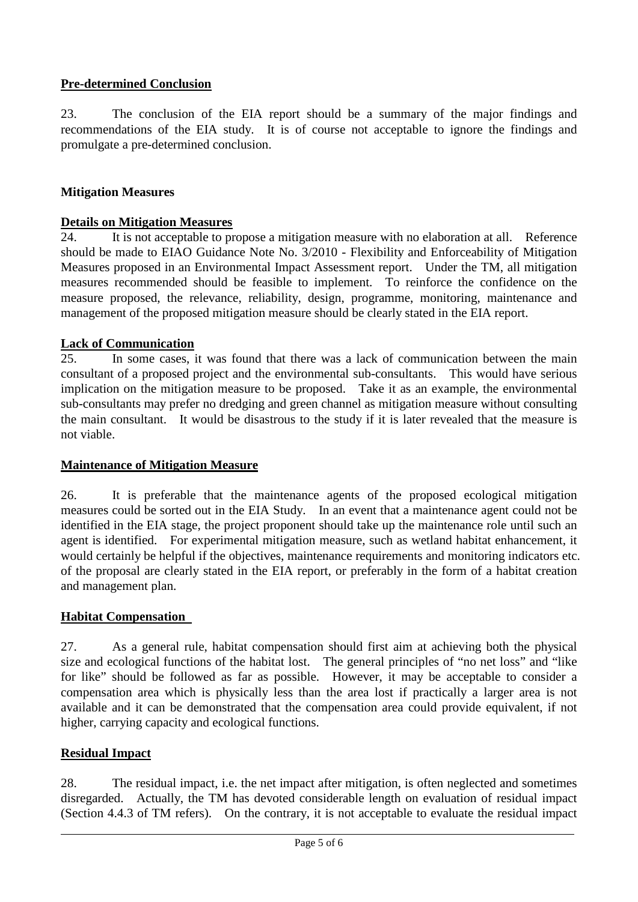**Pre-determined Conclusion**

23. The conclusion of the EIA report should be a summary of the major findings and recommendations of the EIA study. It is of course not acceptable to ignore the findings and promulgate a pre-determined conclusion.

**Mitigation Measures**

**Details on Mitigation Measures**

24. It is not acceptable to propose a mitigation measure with no elaboration at all. Reference should be made to EIAO Guidance Note No. 3/2010 - Flexibility and Enforceability of Mitigation Measures proposed in an Environmental Impact Assessment report. Under the TM, all mitigation measures recommended should be feasible to implement. To reinforce the confidence on the measure proposed, the relevance, reliability, design, programme, monitoring, maintenance and management of the proposed mitigation measure should be clearly stated in the EIA report.

**Lack of Communication**

25. In some cases, it was found that there was a lack of communication between the main consultant of a proposed project and the environmental sub-consultants. This would have serious implication on the mitigation measure to be proposed. Take it as an example, the environmental sub-consultants may prefer no dredging and green channel as mitigation measure without consulting the main consultant. It would be disastrous to the study if it is later revealed that the measure is not viable.

**Maintenance of Mitigation Measure**

26. It is preferable that the maintenance agents of the proposed ecological mitigation measures could be sorted out in the EIA Study. In an event that a maintenance agent could not be identified in the EIA stage, the project proponent should take up the maintenance role until such an agent is identified. For experimental mitigation measure, such as wetland habitat enhancement, it would certainly be helpful if the objectives, maintenance requirements and monitoring indicators etc. of the proposal are clearly stated in the EIA report, or preferably in the form of a habitat creation and management plan.

**Habitat Compensation**

27. As a general rule, habitat compensation should first aim at achieving both the physical size and ecological functions of the habitat lost. The general principles of "no net loss" and "like for like" should be followed as far as possible. However, it may be acceptable to consider a compensation area which is physically less than the area lost if practically a larger area is not available and it can be demonstrated that the compensation area could provide equivalent, if not higher, carrying capacity and ecological functions.

**Residual Impact**

28. The residual impact, i.e. the net impact after mitigation, is often neglected and sometimes disregarded. Actually, the TM has devoted considerable length on evaluation of residual impact (Section 4.4.3 of TM refers). On the contrary, it is not acceptable to evaluate the residual impact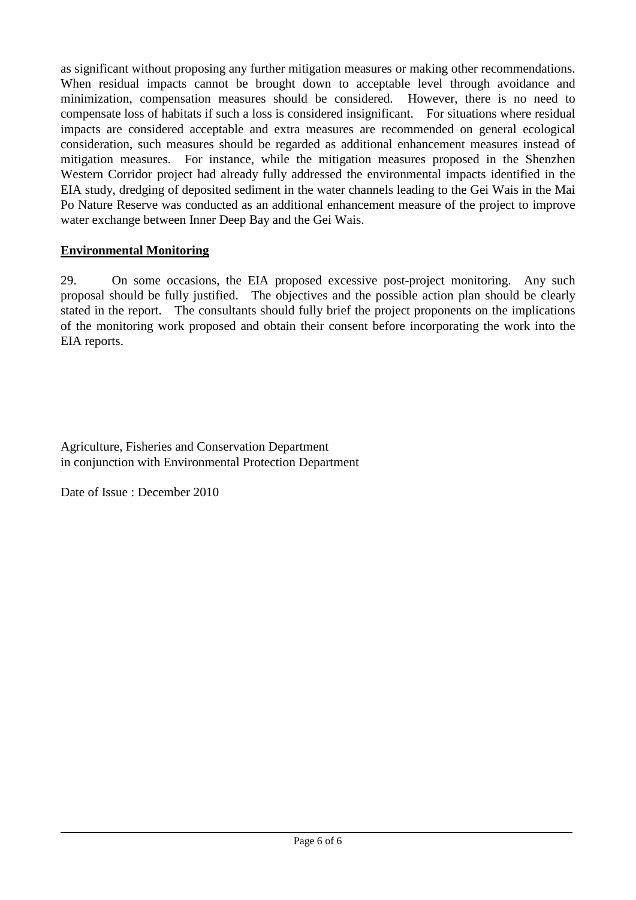as significant without proposing any further mitigation measures or making other recommendations. When residual impacts cannot be brought down to acceptable level through avoidance and minimization, compensation measures should be considered. However, there is no need to compensate loss of habitats if such a loss is considered insignificant. For situations where residual impacts are considered acceptable and extra measures are recommended on general ecological consideration, such measures should be regarded as additional enhancement measures instead of mitigation measures. For instance, while the mitigation measures proposed in the Shenzhen Western Corridor project had already fully addressed the environmental impacts identified in the EIA study, dredging of deposited sediment in the water channels leading to the Gei Wais in the Mai Po Nature Reserve was conducted as an additional enhancement measure of the project to improve water exchange between Inner Deep Bay and the Gei Wais.

**Environmental Monitoring**

29. On some occasions, the EIA proposed excessive post-project monitoring. Any such proposal should be fully justified. The objectives and the possible action plan should be clearly stated in the report. The consultants should fully brief the project proponents on the implications of the monitoring work proposed and obtain their consent before incorporating the work into the EIA reports.

Agriculture, Fisheries and Conservation Department
in conjunction with Environmental Protection Department

Date of Issue : December 2010